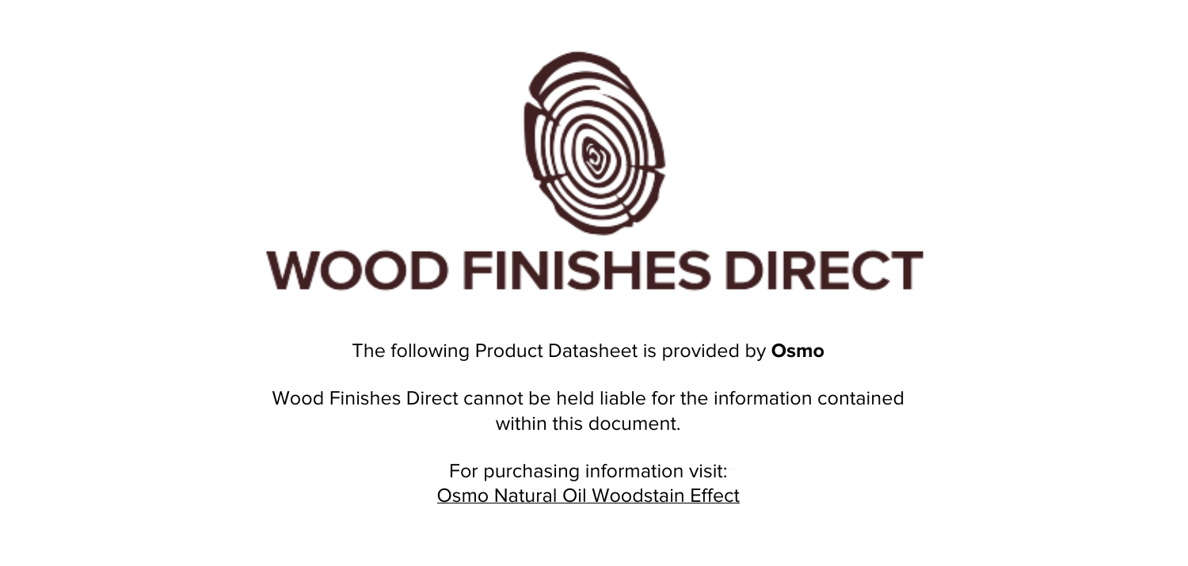# WOOD FINISHES DIRECT

The following Product Datasheet is provided by **Osmo**

Wood Finishes Direct cannot be held liable for the information contained within this document.

For purchasing information visit:
Osmo Natural Oil Woodstain Effect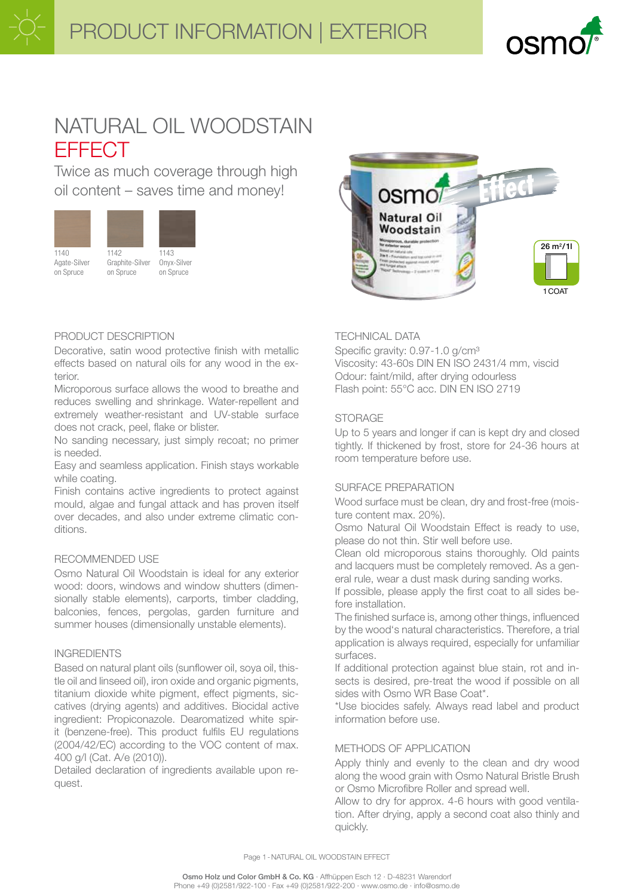# NATURAL OIL WOODSTAIN EFFECT

Twice as much coverage through high oil content – saves time and money!

1140 Agate-Silver on Spruce

1142 Graphite-Silver on Spruce

1143 Onyx-Silver on Spruce

26 m²/1l

1 COAT

## PRODUCT DESCRIPTION

Decorative, satin wood protective finish with metallic effects based on natural oils for any wood in the exterior.

Microporous surface allows the wood to breathe and reduces swelling and shrinkage. Water-repellent and extremely weather-resistant and UV-stable surface does not crack, peel, flake or blister.

No sanding necessary, just simply recoat; no primer is needed.

Easy and seamless application. Finish stays workable while coating.

Finish contains active ingredients to protect against mould, algae and fungal attack and has proven itself over decades, and also under extreme climatic conditions.

## RECOMMENDED USE

Osmo Natural Oil Woodstain is ideal for any exterior wood: doors, windows and window shutters (dimensionally stable elements), carports, timber cladding, balconies, fences, pergolas, garden furniture and summer houses (dimensionally unstable elements).

## INGREDIENTS

Based on natural plant oils (sunflower oil, soya oil, thistle oil and linseed oil), iron oxide and organic pigments, titanium dioxide white pigment, effect pigments, siccatives (drying agents) and additives. Biocidal active ingredient: Propiconazole. Dearomatized white spirit (benzene-free). This product fulfils EU regulations (2004/42/EC) according to the VOC content of max. 400 g/l (Cat. A/e (2010)).

Detailed declaration of ingredients available upon request.

## TECHNICAL DATA

Specific gravity: 0.97-1.0 g/cm³

Viscosity: 43-60s DIN EN ISO 2431/4 mm, viscid

Odour: faint/mild, after drying odourless

Flash point: 55°C acc. DIN EN ISO 2719

## STORAGE

Up to 5 years and longer if can is kept dry and closed tightly. If thickened by frost, store for 24-36 hours at room temperature before use.

## SURFACE PREPARATION

Wood surface must be clean, dry and frost-free (moisture content max. 20%).

Osmo Natural Oil Woodstain Effect is ready to use, please do not thin. Stir well before use.

Clean old microporous stains thoroughly. Old paints and lacquers must be completely removed. As a general rule, wear a dust mask during sanding works.

If possible, please apply the first coat to all sides before installation.

The finished surface is, among other things, influenced by the wood's natural characteristics. Therefore, a trial application is always required, especially for unfamiliar surfaces.

If additional protection against blue stain, rot and insects is desired, pre-treat the wood if possible on all sides with Osmo WR Base Coat*.

*Use biocides safely. Always read label and product information before use.

## METHODS OF APPLICATION

Apply thinly and evenly to the clean and dry wood along the wood grain with Osmo Natural Bristle Brush or Osmo Microfibre Roller and spread well.

Allow to dry for approx. 4-6 hours with good ventilation. After drying, apply a second coat also thinly and quickly.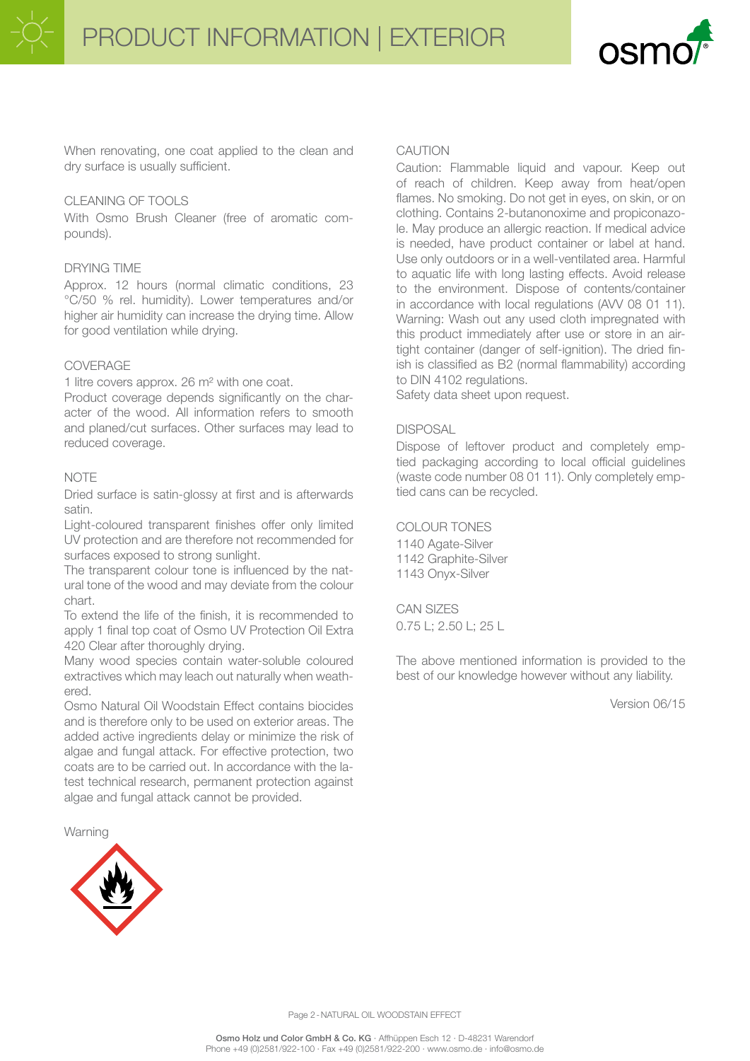When renovating, one coat applied to the clean and dry surface is usually sufficient.

## CLEANING OF TOOLS

With Osmo Brush Cleaner (free of aromatic compounds).

## DRYING TIME

Approx. 12 hours (normal climatic conditions, 23 °C/50 % rel. humidity). Lower temperatures and/or higher air humidity can increase the drying time. Allow for good ventilation while drying.

## COVERAGE

1 litre covers approx. 26 m² with one coat.
Product coverage depends significantly on the character of the wood. All information refers to smooth and planed/cut surfaces. Other surfaces may lead to reduced coverage.

## NOTE

Dried surface is satin-glossy at first and is afterwards satin.
Light-coloured transparent finishes offer only limited UV protection and are therefore not recommended for surfaces exposed to strong sunlight.
The transparent colour tone is influenced by the natural tone of the wood and may deviate from the colour chart.
To extend the life of the finish, it is recommended to apply 1 final top coat of Osmo UV Protection Oil Extra 420 Clear after thoroughly drying.
Many wood species contain water-soluble coloured extractives which may leach out naturally when weathered.
Osmo Natural Oil Woodstain Effect contains biocides and is therefore only to be used on exterior areas. The added active ingredients delay or minimize the risk of algae and fungal attack. For effective protection, two coats are to be carried out. In accordance with the latest technical research, permanent protection against algae and fungal attack cannot be provided.

Warning

## CAUTION

Caution: Flammable liquid and vapour. Keep out of reach of children. Keep away from heat/open flames. No smoking. Do not get in eyes, on skin, or on clothing. Contains 2-butanonoxime and propiconazole. May produce an allergic reaction. If medical advice is needed, have product container or label at hand. Use only outdoors or in a well-ventilated area. Harmful to aquatic life with long lasting effects. Avoid release to the environment. Dispose of contents/container in accordance with local regulations (AVV 08 01 11). Warning: Wash out any used cloth impregnated with this product immediately after use or store in an airtight container (danger of self-ignition). The dried finish is classified as B2 (normal flammability) according to DIN 4102 regulations.
Safety data sheet upon request.

## DISPOSAL

Dispose of leftover product and completely emptied packaging according to local official guidelines (waste code number 08 01 11). Only completely emptied cans can be recycled.

## COLOUR TONES

1140 Agate-Silver
1142 Graphite-Silver
1143 Onyx-Silver

## CAN SIZES

0.75 L; 2.50 L; 25 L

The above mentioned information is provided to the best of our knowledge however without any liability.

Version 06/15

**Osmo Holz und Color GmbH & Co. KG** · Affhüppen Esch 12 · D-48231 Warendorf
Phone +49 (0)2581/922-100 · Fax +49 (0)2581/922-200 · www.osmo.de · info@osmo.de